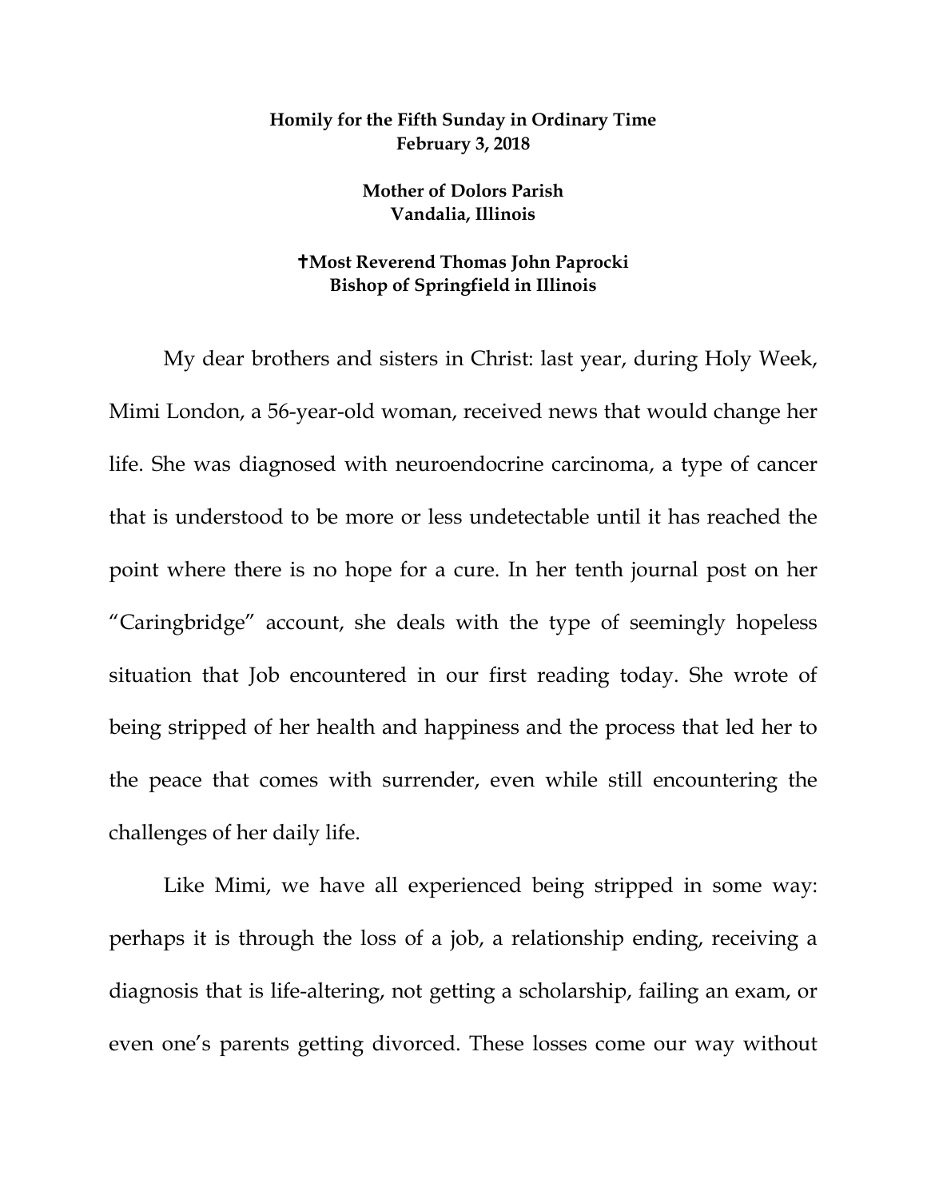**Homily for the Fifth Sunday in Ordinary Time**
**February 3, 2018**

**Mother of Dolors Parish**
**Vandalia, Illinois**

**✝Most Reverend Thomas John Paprocki**
**Bishop of Springfield in Illinois**

My dear brothers and sisters in Christ: last year, during Holy Week, Mimi London, a 56-year-old woman, received news that would change her life. She was diagnosed with neuroendocrine carcinoma, a type of cancer that is understood to be more or less undetectable until it has reached the point where there is no hope for a cure. In her tenth journal post on her "Caringbridge" account, she deals with the type of seemingly hopeless situation that Job encountered in our first reading today. She wrote of being stripped of her health and happiness and the process that led her to the peace that comes with surrender, even while still encountering the challenges of her daily life.

Like Mimi, we have all experienced being stripped in some way: perhaps it is through the loss of a job, a relationship ending, receiving a diagnosis that is life-altering, not getting a scholarship, failing an exam, or even one's parents getting divorced. These losses come our way without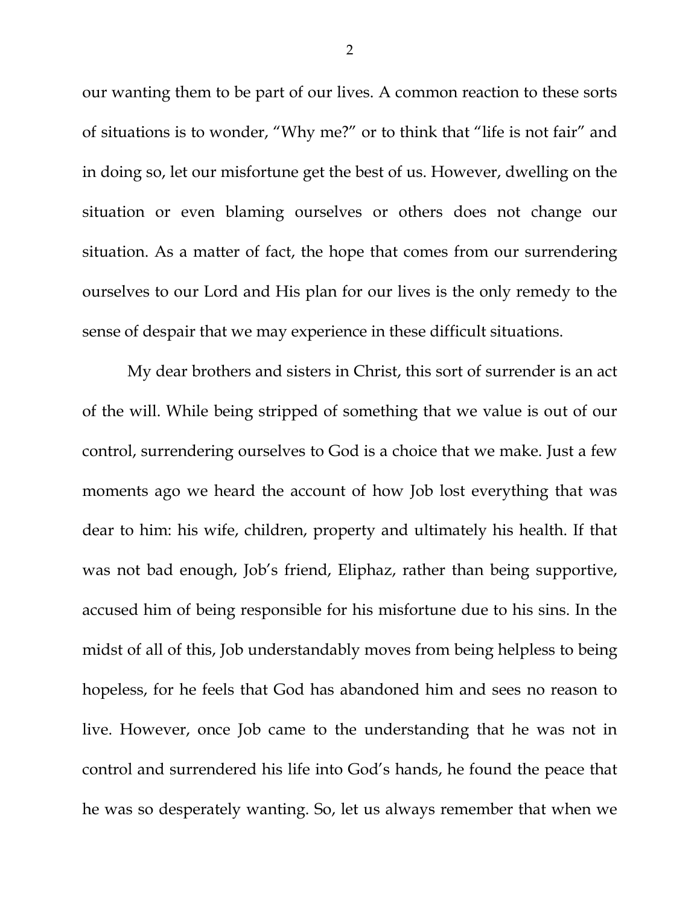our wanting them to be part of our lives. A common reaction to these sorts of situations is to wonder, "Why me?" or to think that "life is not fair" and in doing so, let our misfortune get the best of us. However, dwelling on the situation or even blaming ourselves or others does not change our situation. As a matter of fact, the hope that comes from our surrendering ourselves to our Lord and His plan for our lives is the only remedy to the sense of despair that we may experience in these difficult situations.

My dear brothers and sisters in Christ, this sort of surrender is an act of the will. While being stripped of something that we value is out of our control, surrendering ourselves to God is a choice that we make. Just a few moments ago we heard the account of how Job lost everything that was dear to him: his wife, children, property and ultimately his health. If that was not bad enough, Job's friend, Eliphaz, rather than being supportive, accused him of being responsible for his misfortune due to his sins. In the midst of all of this, Job understandably moves from being helpless to being hopeless, for he feels that God has abandoned him and sees no reason to live. However, once Job came to the understanding that he was not in control and surrendered his life into God's hands, he found the peace that he was so desperately wanting. So, let us always remember that when we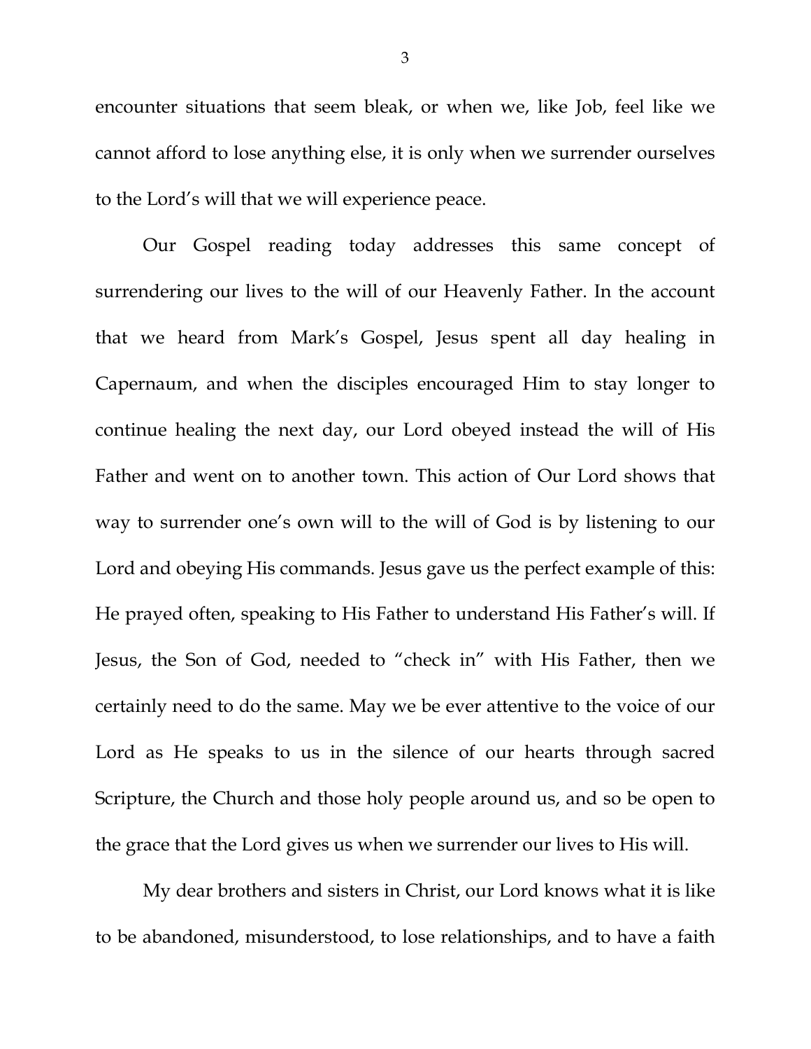encounter situations that seem bleak, or when we, like Job, feel like we cannot afford to lose anything else, it is only when we surrender ourselves to the Lord's will that we will experience peace.

Our Gospel reading today addresses this same concept of surrendering our lives to the will of our Heavenly Father. In the account that we heard from Mark's Gospel, Jesus spent all day healing in Capernaum, and when the disciples encouraged Him to stay longer to continue healing the next day, our Lord obeyed instead the will of His Father and went on to another town. This action of Our Lord shows that way to surrender one's own will to the will of God is by listening to our Lord and obeying His commands. Jesus gave us the perfect example of this: He prayed often, speaking to His Father to understand His Father's will. If Jesus, the Son of God, needed to "check in" with His Father, then we certainly need to do the same. May we be ever attentive to the voice of our Lord as He speaks to us in the silence of our hearts through sacred Scripture, the Church and those holy people around us, and so be open to the grace that the Lord gives us when we surrender our lives to His will.

My dear brothers and sisters in Christ, our Lord knows what it is like to be abandoned, misunderstood, to lose relationships, and to have a faith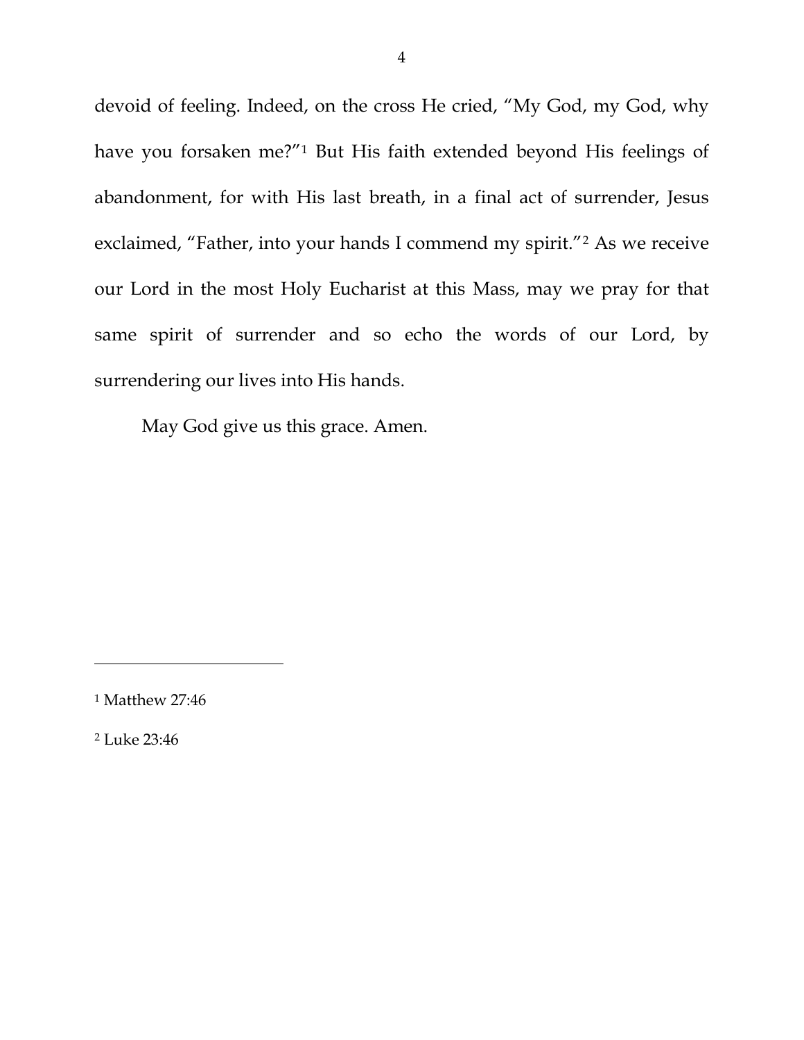devoid of feeling. Indeed, on the cross He cried, "My God, my God, why have you forsaken me?"[1] But His faith extended beyond His feelings of abandonment, for with His last breath, in a final act of surrender, Jesus exclaimed, "Father, into your hands I commend my spirit."[2] As we receive our Lord in the most Holy Eucharist at this Mass, may we pray for that same spirit of surrender and so echo the words of our Lord, by surrendering our lives into His hands.

May God give us this grace. Amen.

---

[1] Matthew 27:46

[2] Luke 23:46